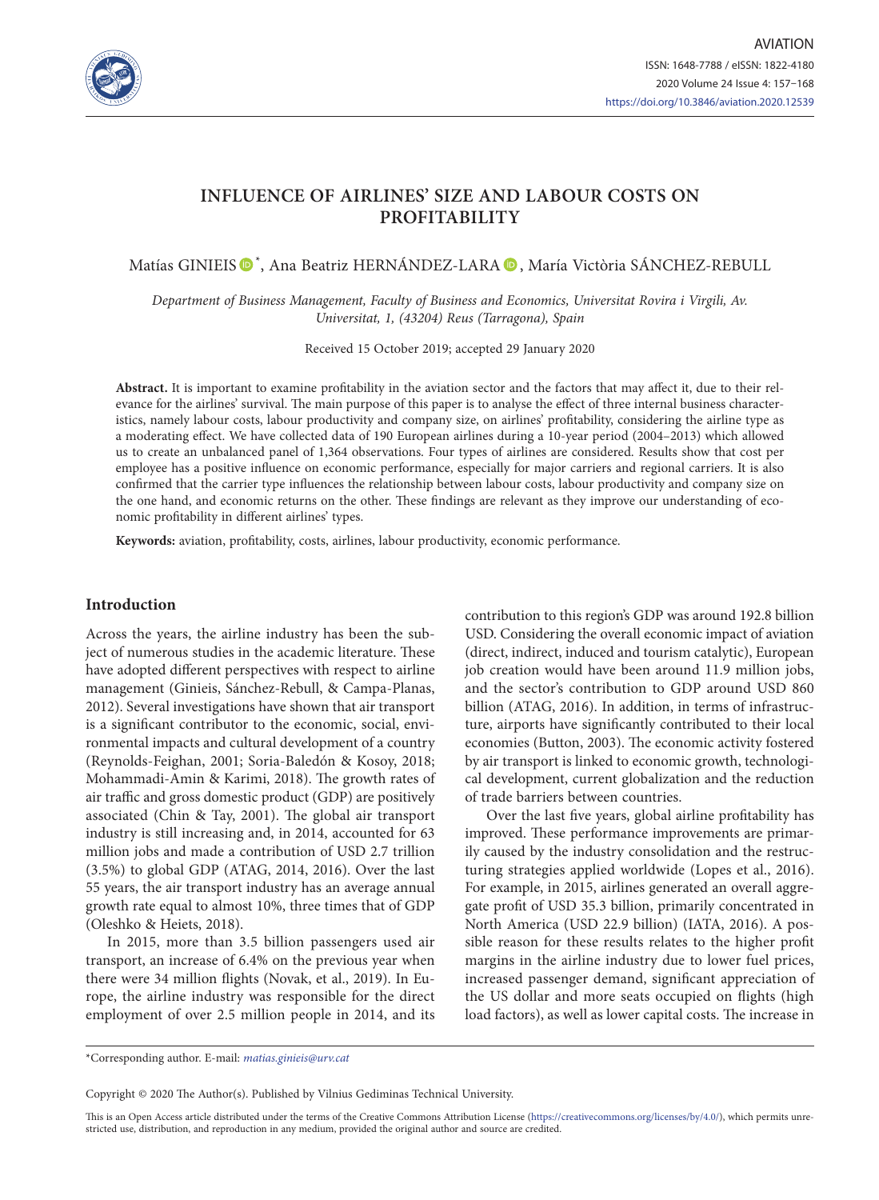# INFLUENCE OF AIRLINES' SIZE AND LABOUR COSTS ON PROFITABILITY

Matías GINIEIS *, Ana Beatriz HERNÁNDEZ-LARA , María Victòria SÁNCHEZ-REBULL

*Department of Business Management, Faculty of Business and Economics, Universitat Rovira i Virgili, Av. Universitat, 1, (43204) Reus (Tarragona), Spain*

Received 15 October 2019; accepted 29 January 2020

**Abstract.** It is important to examine profitability in the aviation sector and the factors that may affect it, due to their relevance for the airlines' survival. The main purpose of this paper is to analyse the effect of three internal business characteristics, namely labour costs, labour productivity and company size, on airlines' profitability, considering the airline type as a moderating effect. We have collected data of 190 European airlines during a 10-year period (2004–2013) which allowed us to create an unbalanced panel of 1,364 observations. Four types of airlines are considered. Results show that cost per employee has a positive influence on economic performance, especially for major carriers and regional carriers. It is also confirmed that the carrier type influences the relationship between labour costs, labour productivity and company size on the one hand, and economic returns on the other. These findings are relevant as they improve our understanding of economic profitability in different airlines' types.

**Keywords:** aviation, profitability, costs, airlines, labour productivity, economic performance.

## Introduction

Across the years, the airline industry has been the subject of numerous studies in the academic literature. These have adopted different perspectives with respect to airline management (Ginieis, Sánchez-Rebull, & Campa-Planas, 2012). Several investigations have shown that air transport is a significant contributor to the economic, social, environmental impacts and cultural development of a country (Reynolds-Feighan, 2001; Soria-Baledón & Kosoy, 2018; Mohammadi-Amin & Karimi, 2018). The growth rates of air traffic and gross domestic product (GDP) are positively associated (Chin & Tay, 2001). The global air transport industry is still increasing and, in 2014, accounted for 63 million jobs and made a contribution of USD 2.7 trillion (3.5%) to global GDP (ATAG, 2014, 2016). Over the last 55 years, the air transport industry has an average annual growth rate equal to almost 10%, three times that of GDP (Oleshko & Heiets, 2018).

In 2015, more than 3.5 billion passengers used air transport, an increase of 6.4% on the previous year when there were 34 million flights (Novak, et al., 2019). In Europe, the airline industry was responsible for the direct employment of over 2.5 million people in 2014, and its contribution to this region's GDP was around 192.8 billion USD. Considering the overall economic impact of aviation (direct, indirect, induced and tourism catalytic), European job creation would have been around 11.9 million jobs, and the sector's contribution to GDP around USD 860 billion (ATAG, 2016). In addition, in terms of infrastructure, airports have significantly contributed to their local economies (Button, 2003). The economic activity fostered by air transport is linked to economic growth, technological development, current globalization and the reduction of trade barriers between countries.

Over the last five years, global airline profitability has improved. These performance improvements are primarily caused by the industry consolidation and the restructuring strategies applied worldwide (Lopes et al., 2016). For example, in 2015, airlines generated an overall aggregate profit of USD 35.3 billion, primarily concentrated in North America (USD 22.9 billion) (IATA, 2016). A possible reason for these results relates to the higher profit margins in the airline industry due to lower fuel prices, increased passenger demand, significant appreciation of the US dollar and more seats occupied on flights (high load factors), as well as lower capital costs. The increase in

*Corresponding author. E-mail: *matias.ginieis@urv.cat*

Copyright © 2020 The Author(s). Published by Vilnius Gediminas Technical University.

This is an Open Access article distributed under the terms of the Creative Commons Attribution License (https://creativecommons.org/licenses/by/4.0/), which permits unrestricted use, distribution, and reproduction in any medium, provided the original author and source are credited.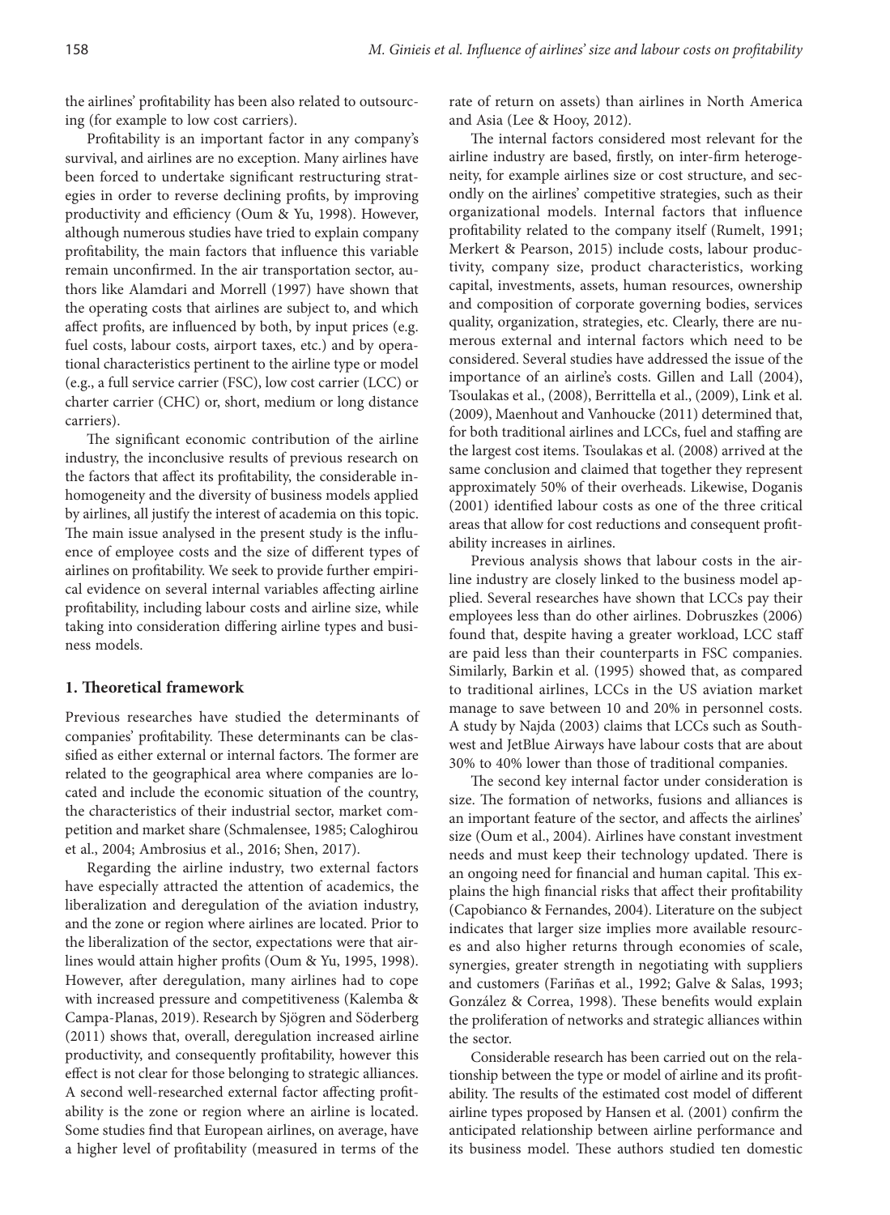the airlines' profitability has been also related to outsourcing (for example to low cost carriers).

Profitability is an important factor in any company's survival, and airlines are no exception. Many airlines have been forced to undertake significant restructuring strategies in order to reverse declining profits, by improving productivity and efficiency (Oum & Yu, 1998). However, although numerous studies have tried to explain company profitability, the main factors that influence this variable remain unconfirmed. In the air transportation sector, authors like Alamdari and Morrell (1997) have shown that the operating costs that airlines are subject to, and which affect profits, are influenced by both, by input prices (e.g. fuel costs, labour costs, airport taxes, etc.) and by operational characteristics pertinent to the airline type or model (e.g., a full service carrier (FSC), low cost carrier (LCC) or charter carrier (CHC) or, short, medium or long distance carriers).

The significant economic contribution of the airline industry, the inconclusive results of previous research on the factors that affect its profitability, the considerable inhomogeneity and the diversity of business models applied by airlines, all justify the interest of academia on this topic. The main issue analysed in the present study is the influence of employee costs and the size of different types of airlines on profitability. We seek to provide further empirical evidence on several internal variables affecting airline profitability, including labour costs and airline size, while taking into consideration differing airline types and business models.

## 1. Theoretical framework

Previous researches have studied the determinants of companies' profitability. These determinants can be classified as either external or internal factors. The former are related to the geographical area where companies are located and include the economic situation of the country, the characteristics of their industrial sector, market competition and market share (Schmalensee, 1985; Caloghirou et al., 2004; Ambrosius et al., 2016; Shen, 2017).

Regarding the airline industry, two external factors have especially attracted the attention of academics, the liberalization and deregulation of the aviation industry, and the zone or region where airlines are located. Prior to the liberalization of the sector, expectations were that airlines would attain higher profits (Oum & Yu, 1995, 1998). However, after deregulation, many airlines had to cope with increased pressure and competitiveness (Kalemba & Campa-Planas, 2019). Research by Sjögren and Söderberg (2011) shows that, overall, deregulation increased airline productivity, and consequently profitability, however this effect is not clear for those belonging to strategic alliances. A second well-researched external factor affecting profitability is the zone or region where an airline is located. Some studies find that European airlines, on average, have a higher level of profitability (measured in terms of the rate of return on assets) than airlines in North America and Asia (Lee & Hooy, 2012).

The internal factors considered most relevant for the airline industry are based, firstly, on inter-firm heterogeneity, for example airlines size or cost structure, and secondly on the airlines' competitive strategies, such as their organizational models. Internal factors that influence profitability related to the company itself (Rumelt, 1991; Merkert & Pearson, 2015) include costs, labour productivity, company size, product characteristics, working capital, investments, assets, human resources, ownership and composition of corporate governing bodies, services quality, organization, strategies, etc. Clearly, there are numerous external and internal factors which need to be considered. Several studies have addressed the issue of the importance of an airline's costs. Gillen and Lall (2004), Tsoulakas et al., (2008), Berrittella et al., (2009), Link et al. (2009), Maenhout and Vanhoucke (2011) determined that, for both traditional airlines and LCCs, fuel and staffing are the largest cost items. Tsoulakas et al. (2008) arrived at the same conclusion and claimed that together they represent approximately 50% of their overheads. Likewise, Doganis (2001) identified labour costs as one of the three critical areas that allow for cost reductions and consequent profitability increases in airlines.

Previous analysis shows that labour costs in the airline industry are closely linked to the business model applied. Several researches have shown that LCCs pay their employees less than do other airlines. Dobruszkes (2006) found that, despite having a greater workload, LCC staff are paid less than their counterparts in FSC companies. Similarly, Barkin et al. (1995) showed that, as compared to traditional airlines, LCCs in the US aviation market manage to save between 10 and 20% in personnel costs. A study by Najda (2003) claims that LCCs such as Southwest and JetBlue Airways have labour costs that are about 30% to 40% lower than those of traditional companies.

The second key internal factor under consideration is size. The formation of networks, fusions and alliances is an important feature of the sector, and affects the airlines' size (Oum et al., 2004). Airlines have constant investment needs and must keep their technology updated. There is an ongoing need for financial and human capital. This explains the high financial risks that affect their profitability (Capobianco & Fernandes, 2004). Literature on the subject indicates that larger size implies more available resources and also higher returns through economies of scale, synergies, greater strength in negotiating with suppliers and customers (Fariñas et al., 1992; Galve & Salas, 1993; González & Correa, 1998). These benefits would explain the proliferation of networks and strategic alliances within the sector.

Considerable research has been carried out on the relationship between the type or model of airline and its profitability. The results of the estimated cost model of different airline types proposed by Hansen et al. (2001) confirm the anticipated relationship between airline performance and its business model. These authors studied ten domestic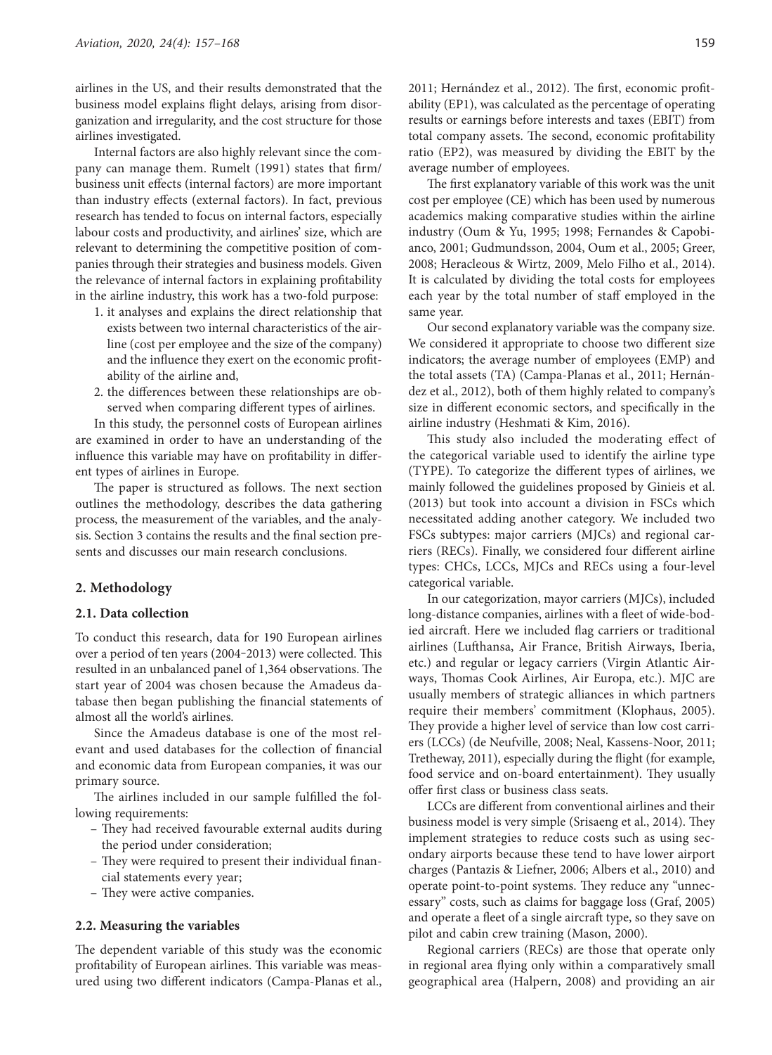airlines in the US, and their results demonstrated that the business model explains flight delays, arising from disorganization and irregularity, and the cost structure for those airlines investigated.

Internal factors are also highly relevant since the company can manage them. Rumelt (1991) states that firm/business unit effects (internal factors) are more important than industry effects (external factors). In fact, previous research has tended to focus on internal factors, especially labour costs and productivity, and airlines' size, which are relevant to determining the competitive position of companies through their strategies and business models. Given the relevance of internal factors in explaining profitability in the airline industry, this work has a two-fold purpose:

1. it analyses and explains the direct relationship that exists between two internal characteristics of the airline (cost per employee and the size of the company) and the influence they exert on the economic profitability of the airline and,
2. the differences between these relationships are observed when comparing different types of airlines.

In this study, the personnel costs of European airlines are examined in order to have an understanding of the influence this variable may have on profitability in different types of airlines in Europe.

The paper is structured as follows. The next section outlines the methodology, describes the data gathering process, the measurement of the variables, and the analysis. Section 3 contains the results and the final section presents and discusses our main research conclusions.

## 2. Methodology

### 2.1. Data collection

To conduct this research, data for 190 European airlines over a period of ten years (2004–2013) were collected. This resulted in an unbalanced panel of 1,364 observations. The start year of 2004 was chosen because the Amadeus database then began publishing the financial statements of almost all the world's airlines.

Since the Amadeus database is one of the most relevant and used databases for the collection of financial and economic data from European companies, it was our primary source.

The airlines included in our sample fulfilled the following requirements:

- They had received favourable external audits during the period under consideration;
- They were required to present their individual financial statements every year;
- They were active companies.

### 2.2. Measuring the variables

The dependent variable of this study was the economic profitability of European airlines. This variable was measured using two different indicators (Campa-Planas et al., 2011; Hernández et al., 2012). The first, economic profitability (EP1), was calculated as the percentage of operating results or earnings before interests and taxes (EBIT) from total company assets. The second, economic profitability ratio (EP2), was measured by dividing the EBIT by the average number of employees.

The first explanatory variable of this work was the unit cost per employee (CE) which has been used by numerous academics making comparative studies within the airline industry (Oum & Yu, 1995; 1998; Fernandes & Capobianco, 2001; Gudmundsson, 2004, Oum et al., 2005; Greer, 2008; Heracleous & Wirtz, 2009, Melo Filho et al., 2014). It is calculated by dividing the total costs for employees each year by the total number of staff employed in the same year.

Our second explanatory variable was the company size. We considered it appropriate to choose two different size indicators; the average number of employees (EMP) and the total assets (TA) (Campa-Planas et al., 2011; Hernández et al., 2012), both of them highly related to company's size in different economic sectors, and specifically in the airline industry (Heshmati & Kim, 2016).

This study also included the moderating effect of the categorical variable used to identify the airline type (TYPE). To categorize the different types of airlines, we mainly followed the guidelines proposed by Ginieis et al. (2013) but took into account a division in FSCs which necessitated adding another category. We included two FSCs subtypes: major carriers (MJCs) and regional carriers (RECs). Finally, we considered four different airline types: CHCs, LCCs, MJCs and RECs using a four-level categorical variable.

In our categorization, mayor carriers (MJCs), included long-distance companies, airlines with a fleet of wide-bodied aircraft. Here we included flag carriers or traditional airlines (Lufthansa, Air France, British Airways, Iberia, etc.) and regular or legacy carriers (Virgin Atlantic Airways, Thomas Cook Airlines, Air Europa, etc.). MJC are usually members of strategic alliances in which partners require their members' commitment (Klophaus, 2005). They provide a higher level of service than low cost carriers (LCCs) (de Neufville, 2008; Neal, Kassens-Noor, 2011; Tretheway, 2011), especially during the flight (for example, food service and on-board entertainment). They usually offer first class or business class seats.

LCCs are different from conventional airlines and their business model is very simple (Srisaeng et al., 2014). They implement strategies to reduce costs such as using secondary airports because these tend to have lower airport charges (Pantazis & Liefner, 2006; Albers et al., 2010) and operate point-to-point systems. They reduce any "unnecessary" costs, such as claims for baggage loss (Graf, 2005) and operate a fleet of a single aircraft type, so they save on pilot and cabin crew training (Mason, 2000).

Regional carriers (RECs) are those that operate only in regional area flying only within a comparatively small geographical area (Halpern, 2008) and providing an air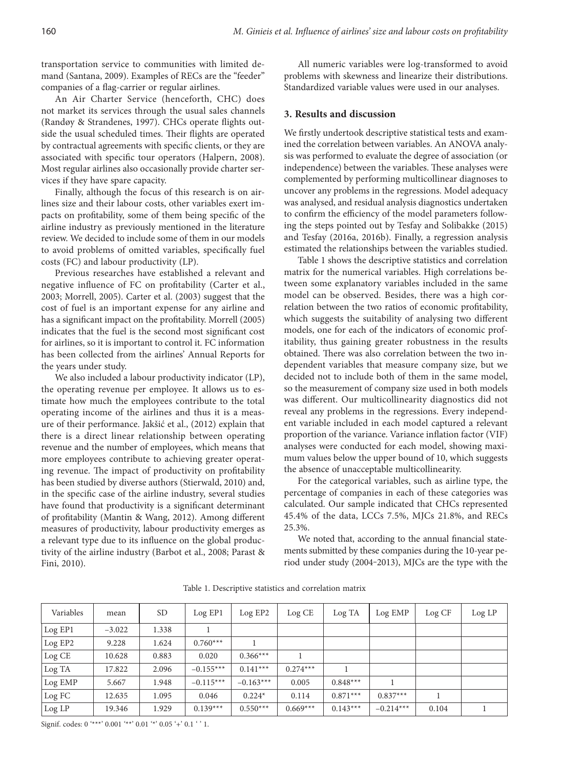transportation service to communities with limited demand (Santana, 2009). Examples of RECs are the "feeder" companies of a flag-carrier or regular airlines.

An Air Charter Service (henceforth, CHC) does not market its services through the usual sales channels (Randøy & Strandenes, 1997). CHCs operate flights outside the usual scheduled times. Their flights are operated by contractual agreements with specific clients, or they are associated with specific tour operators (Halpern, 2008). Most regular airlines also occasionally provide charter services if they have spare capacity.

Finally, although the focus of this research is on airlines size and their labour costs, other variables exert impacts on profitability, some of them being specific of the airline industry as previously mentioned in the literature review. We decided to include some of them in our models to avoid problems of omitted variables, specifically fuel costs (FC) and labour productivity (LP).

Previous researches have established a relevant and negative influence of FC on profitability (Carter et al., 2003; Morrell, 2005). Carter et al. (2003) suggest that the cost of fuel is an important expense for any airline and has a significant impact on the profitability. Morrell (2005) indicates that the fuel is the second most significant cost for airlines, so it is important to control it. FC information has been collected from the airlines' Annual Reports for the years under study.

We also included a labour productivity indicator (LP), the operating revenue per employee. It allows us to estimate how much the employees contribute to the total operating income of the airlines and thus it is a measure of their performance. Jakšić et al., (2012) explain that there is a direct linear relationship between operating revenue and the number of employees, which means that more employees contribute to achieving greater operating revenue. The impact of productivity on profitability has been studied by diverse authors (Stierwald, 2010) and, in the specific case of the airline industry, several studies have found that productivity is a significant determinant of profitability (Mantin & Wang, 2012). Among different measures of productivity, labour productivity emerges as a relevant type due to its influence on the global productivity of the airline industry (Barbot et al., 2008; Parast & Fini, 2010).

All numeric variables were log-transformed to avoid problems with skewness and linearize their distributions. Standardized variable values were used in our analyses.

## 3. Results and discussion

We firstly undertook descriptive statistical tests and examined the correlation between variables. An ANOVA analysis was performed to evaluate the degree of association (or independence) between the variables. These analyses were complemented by performing multicollinear diagnoses to uncover any problems in the regressions. Model adequacy was analysed, and residual analysis diagnostics undertaken to confirm the efficiency of the model parameters following the steps pointed out by Tesfay and Solibakke (2015) and Tesfay (2016a, 2016b). Finally, a regression analysis estimated the relationships between the variables studied.

Table 1 shows the descriptive statistics and correlation matrix for the numerical variables. High correlations between some explanatory variables included in the same model can be observed. Besides, there was a high correlation between the two ratios of economic profitability, which suggests the suitability of analysing two different models, one for each of the indicators of economic profitability, thus gaining greater robustness in the results obtained. There was also correlation between the two independent variables that measure company size, but we decided not to include both of them in the same model, so the measurement of company size used in both models was different. Our multicollinearity diagnostics did not reveal any problems in the regressions. Every independent variable included in each model captured a relevant proportion of the variance. Variance inflation factor (VIF) analyses were conducted for each model, showing maximum values below the upper bound of 10, which suggests the absence of unacceptable multicollinearity.

For the categorical variables, such as airline type, the percentage of companies in each of these categories was calculated. Our sample indicated that CHCs represented 45.4% of the data, LCCs 7.5%, MJCs 21.8%, and RECs 25.3%.

We noted that, according to the annual financial statements submitted by these companies during the 10-year period under study (2004–2013), MJCs are the type with the

Table 1. Descriptive statistics and correlation matrix

| Variables | mean | SD | Log EP1 | Log EP2 | Log CE | Log TA | Log EMP | Log CF | Log LP |
|---|---|---|---|---|---|---|---|---|---|
| Log EP1 | −3.022 | 1.338 | 1 | | | | | | |
| Log EP2 | 9.228 | 1.624 | 0.760*** | 1 | | | | | |
| Log CE | 10.628 | 0.883 | 0.020 | 0.366*** | 1 | | | | |
| Log TA | 17.822 | 2.096 | −0.155*** | 0.141*** | 0.274*** | 1 | | | |
| Log EMP | 5.667 | 1.948 | −0.115*** | −0.163*** | 0.005 | 0.848*** | 1 | | |
| Log FC | 12.635 | 1.095 | 0.046 | 0.224* | 0.114 | 0.871*** | 0.837*** | 1 | |
| Log LP | 19.346 | 1.929 | 0.139*** | 0.550*** | 0.669*** | 0.143*** | −0.214*** | 0.104 | 1 |

Signif. codes: 0 '***' 0.001 '**' 0.01 '*' 0.05 '+' 0.1 ' ' 1.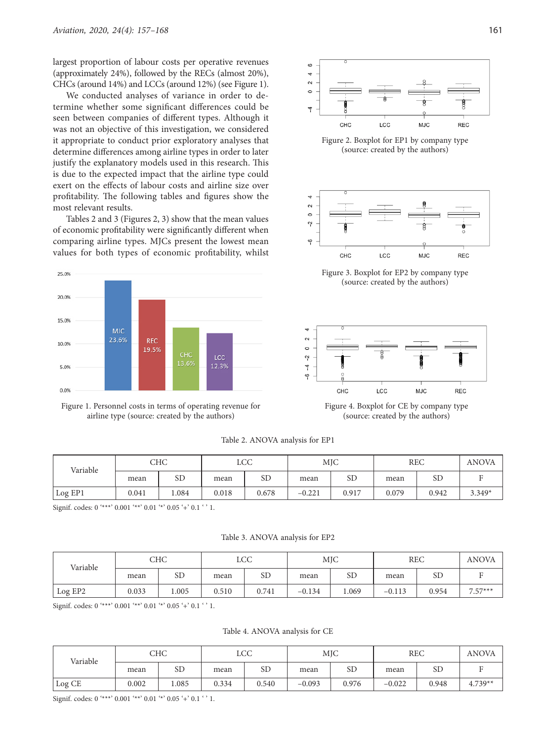largest proportion of labour costs per operative revenues (approximately 24%), followed by the RECs (almost 20%), CHCs (around 14%) and LCCs (around 12%) (see Figure 1).

We conducted analyses of variance in order to determine whether some significant differences could be seen between companies of different types. Although it was not an objective of this investigation, we considered it appropriate to conduct prior exploratory analyses that determine differences among airline types in order to later justify the explanatory models used in this research. This is due to the expected impact that the airline type could exert on the effects of labour costs and airline size over profitability. The following tables and figures show the most relevant results.

Tables 2 and 3 (Figures 2, 3) show that the mean values of economic profitability were significantly different when comparing airline types. MJCs present the lowest mean values for both types of economic profitability, whilst

Figure 1. Personnel costs in terms of operating revenue for airline type (source: created by the authors)

Figure 2. Boxplot for EP1 by company type (source: created by the authors)

Figure 3. Boxplot for EP2 by company type (source: created by the authors)

Figure 4. Boxplot for CE by company type (source: created by the authors)

Table 2. ANOVA analysis for EP1

| Variable | CHC | | LCC | | MJC | | REC | | ANOVA |
|---|---|---|---|---|---|---|---|---|---|
| | mean | SD | mean | SD | mean | SD | mean | SD | F |
| Log EP1 | 0.041 | 1.084 | 0.018 | 0.678 | −0.221 | 0.917 | 0.079 | 0.942 | 3.349* |

Signif. codes: 0 '***' 0.001 '**' 0.01 '*' 0.05 '+' 0.1 ' ' 1.

Table 3. ANOVA analysis for EP2

| Variable | CHC | | LCC | | MJC | | REC | | ANOVA |
|---|---|---|---|---|---|---|---|---|---|
| | mean | SD | mean | SD | mean | SD | mean | SD | F |
| Log EP2 | 0.033 | 1.005 | 0.510 | 0.741 | −0.134 | 1.069 | −0.113 | 0.954 | 7.57*** |

Signif. codes: 0 '***' 0.001 '**' 0.01 '*' 0.05 '+' 0.1 ' ' 1.

Table 4. ANOVA analysis for CE

| Variable | CHC | | LCC | | MJC | | REC | | ANOVA |
|---|---|---|---|---|---|---|---|---|---|
| | mean | SD | mean | SD | mean | SD | mean | SD | F |
| Log CE | 0.002 | 1.085 | 0.334 | 0.540 | −0.093 | 0.976 | −0.022 | 0.948 | 4.739** |

Signif. codes: 0 '***' 0.001 '**' 0.01 '*' 0.05 '+' 0.1 ' ' 1.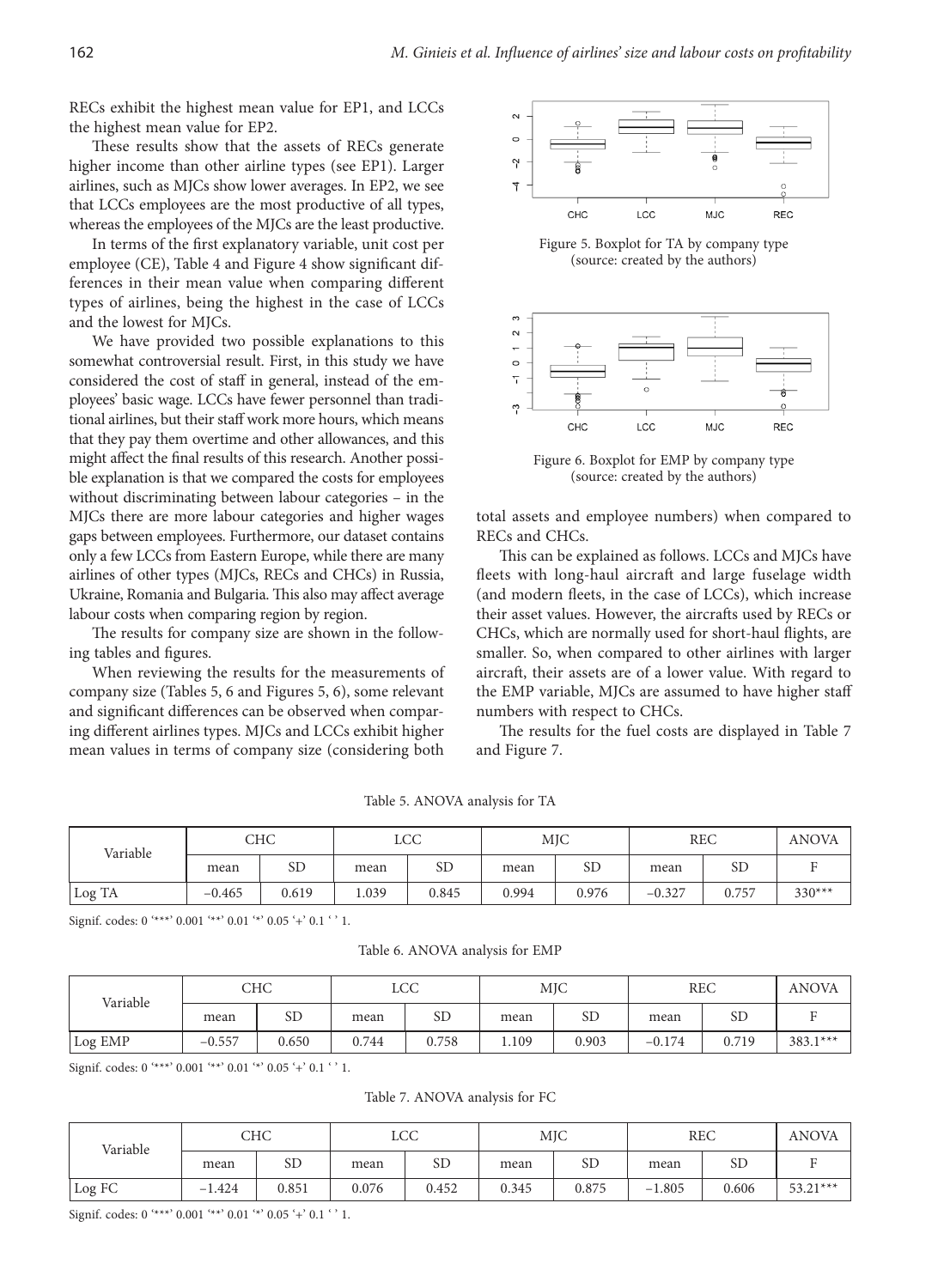RECs exhibit the highest mean value for EP1, and LCCs the highest mean value for EP2.

These results show that the assets of RECs generate higher income than other airline types (see EP1). Larger airlines, such as MJCs show lower averages. In EP2, we see that LCCs employees are the most productive of all types, whereas the employees of the MJCs are the least productive.

In terms of the first explanatory variable, unit cost per employee (CE), Table 4 and Figure 4 show significant differences in their mean value when comparing different types of airlines, being the highest in the case of LCCs and the lowest for MJCs.

We have provided two possible explanations to this somewhat controversial result. First, in this study we have considered the cost of staff in general, instead of the employees' basic wage. LCCs have fewer personnel than traditional airlines, but their staff work more hours, which means that they pay them overtime and other allowances, and this might affect the final results of this research. Another possible explanation is that we compared the costs for employees without discriminating between labour categories – in the MJCs there are more labour categories and higher wages gaps between employees. Furthermore, our dataset contains only a few LCCs from Eastern Europe, while there are many airlines of other types (MJCs, RECs and CHCs) in Russia, Ukraine, Romania and Bulgaria. This also may affect average labour costs when comparing region by region.

The results for company size are shown in the following tables and figures.

When reviewing the results for the measurements of company size (Tables 5, 6 and Figures 5, 6), some relevant and significant differences can be observed when comparing different airlines types. MJCs and LCCs exhibit higher mean values in terms of company size (considering both total assets and employee numbers) when compared to RECs and CHCs.

Figure 5. Boxplot for TA by company type (source: created by the authors)

Figure 6. Boxplot for EMP by company type (source: created by the authors)

This can be explained as follows. LCCs and MJCs have fleets with long-haul aircraft and large fuselage width (and modern fleets, in the case of LCCs), which increase their asset values. However, the aircrafts used by RECs or CHCs, which are normally used for short-haul flights, are smaller. So, when compared to other airlines with larger aircraft, their assets are of a lower value. With regard to the EMP variable, MJCs are assumed to have higher staff numbers with respect to CHCs.

The results for the fuel costs are displayed in Table 7 and Figure 7.

Table 5. ANOVA analysis for TA

| Variable | CHC | | LCC | | MJC | | REC | | ANOVA |
|---|---|---|---|---|---|---|---|---|---|
| | mean | SD | mean | SD | mean | SD | mean | SD | F |
| Log TA | −0.465 | 0.619 | 1.039 | 0.845 | 0.994 | 0.976 | −0.327 | 0.757 | 330*** |

Signif. codes: 0 '***' 0.001 '**' 0.01 '*' 0.05 '+' 0.1 ' ' 1.

Table 6. ANOVA analysis for EMP

| Variable | CHC | | LCC | | MJC | | REC | | ANOVA |
|---|---|---|---|---|---|---|---|---|---|
| | mean | SD | mean | SD | mean | SD | mean | SD | F |
| Log EMP | −0.557 | 0.650 | 0.744 | 0.758 | 1.109 | 0.903 | −0.174 | 0.719 | 383.1*** |

Signif. codes: 0 '***' 0.001 '**' 0.01 '*' 0.05 '+' 0.1 ' ' 1.

Table 7. ANOVA analysis for FC

| Variable | CHC | | LCC | | MJC | | REC | | ANOVA |
|---|---|---|---|---|---|---|---|---|---|
| | mean | SD | mean | SD | mean | SD | mean | SD | F |
| Log FC | −1.424 | 0.851 | 0.076 | 0.452 | 0.345 | 0.875 | −1.805 | 0.606 | 53.21*** |

Signif. codes: 0 '***' 0.001 '**' 0.01 '*' 0.05 '+' 0.1 ' ' 1.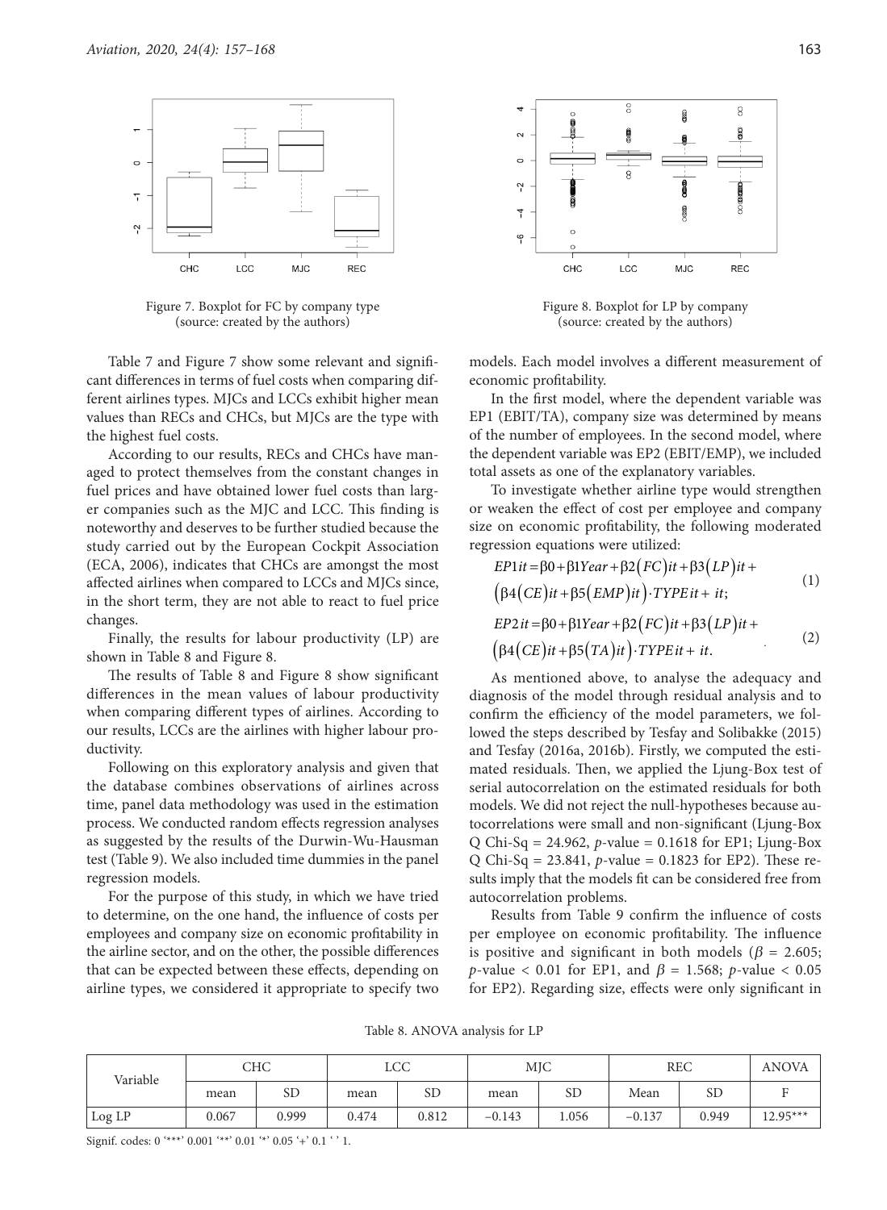Figure 7. Boxplot for FC by company type (source: created by the authors)

Figure 8. Boxplot for LP by company (source: created by the authors)

Table 7 and Figure 7 show some relevant and significant differences in terms of fuel costs when comparing different airlines types. MJCs and LCCs exhibit higher mean values than RECs and CHCs, but MJCs are the type with the highest fuel costs.

According to our results, RECs and CHCs have managed to protect themselves from the constant changes in fuel prices and have obtained lower fuel costs than larger companies such as the MJC and LCC. This finding is noteworthy and deserves to be further studied because the study carried out by the European Cockpit Association (ECA, 2006), indicates that CHCs are amongst the most affected airlines when compared to LCCs and MJCs since, in the short term, they are not able to react to fuel price changes.

Finally, the results for labour productivity (LP) are shown in Table 8 and Figure 8.

The results of Table 8 and Figure 8 show significant differences in the mean values of labour productivity when comparing different types of airlines. According to our results, LCCs are the airlines with higher labour productivity.

Following on this exploratory analysis and given that the database combines observations of airlines across time, panel data methodology was used in the estimation process. We conducted random effects regression analyses as suggested by the results of the Durwin-Wu-Hausman test (Table 9). We also included time dummies in the panel regression models.

For the purpose of this study, in which we have tried to determine, on the one hand, the influence of costs per employees and company size on economic profitability in the airline sector, and on the other, the possible differences that can be expected between these effects, depending on airline types, we considered it appropriate to specify two models. Each model involves a different measurement of economic profitability.

In the first model, where the dependent variable was EP1 (EBIT/TA), company size was determined by means of the number of employees. In the second model, where the dependent variable was EP2 (EBIT/EMP), we included total assets as one of the explanatory variables.

To investigate whether airline type would strengthen or weaken the effect of cost per employee and company size on economic profitability, the following moderated regression equations were utilized:

$$EP1it = \beta0 + \beta1Year + \beta2\left(FC\right)it + \beta3\left(LP\right)it + \left(\beta4\left(CE\right)it + \beta5\left(EMP\right)it\right) \cdot TYPE\,it + it; \tag{1}$$

$$EP2it = \beta0 + \beta1Year + \beta2\left(FC\right)it + \beta3\left(LP\right)it + \left(\beta4\left(CE\right)it + \beta5\left(TA\right)it\right) \cdot TYPE\,it + it. \tag{2}$$

As mentioned above, to analyse the adequacy and diagnosis of the model through residual analysis and to confirm the efficiency of the model parameters, we followed the steps described by Tesfay and Solibakke (2015) and Tesfay (2016a, 2016b). Firstly, we computed the estimated residuals. Then, we applied the Ljung-Box test of serial autocorrelation on the estimated residuals for both models. We did not reject the null-hypotheses because autocorrelations were small and non-significant (Ljung-Box Q Chi-Sq = 24.962, $p$-value = 0.1618 for EP1; Ljung-Box Q Chi-Sq = 23.841, $p$-value = 0.1823 for EP2). These results imply that the models fit can be considered free from autocorrelation problems.

Results from Table 9 confirm the influence of costs per employee on economic profitability. The influence is positive and significant in both models ($\beta = 2.605$; $p$-value $< 0.01$ for EP1, and $\beta = 1.568$; $p$-value $< 0.05$ for EP2). Regarding size, effects were only significant in

Table 8. ANOVA analysis for LP

| Variable | CHC | | LCC | | MJC | | REC | | ANOVA |
|---|---|---|---|---|---|---|---|---|---|
| | mean | SD | mean | SD | mean | SD | Mean | SD | F |
| Log LP | 0.067 | 0.999 | 0.474 | 0.812 | −0.143 | 1.056 | −0.137 | 0.949 | 12.95*** |

Signif. codes: 0 '***' 0.001 '**' 0.01 '*' 0.05 '+' 0.1 ' ' 1.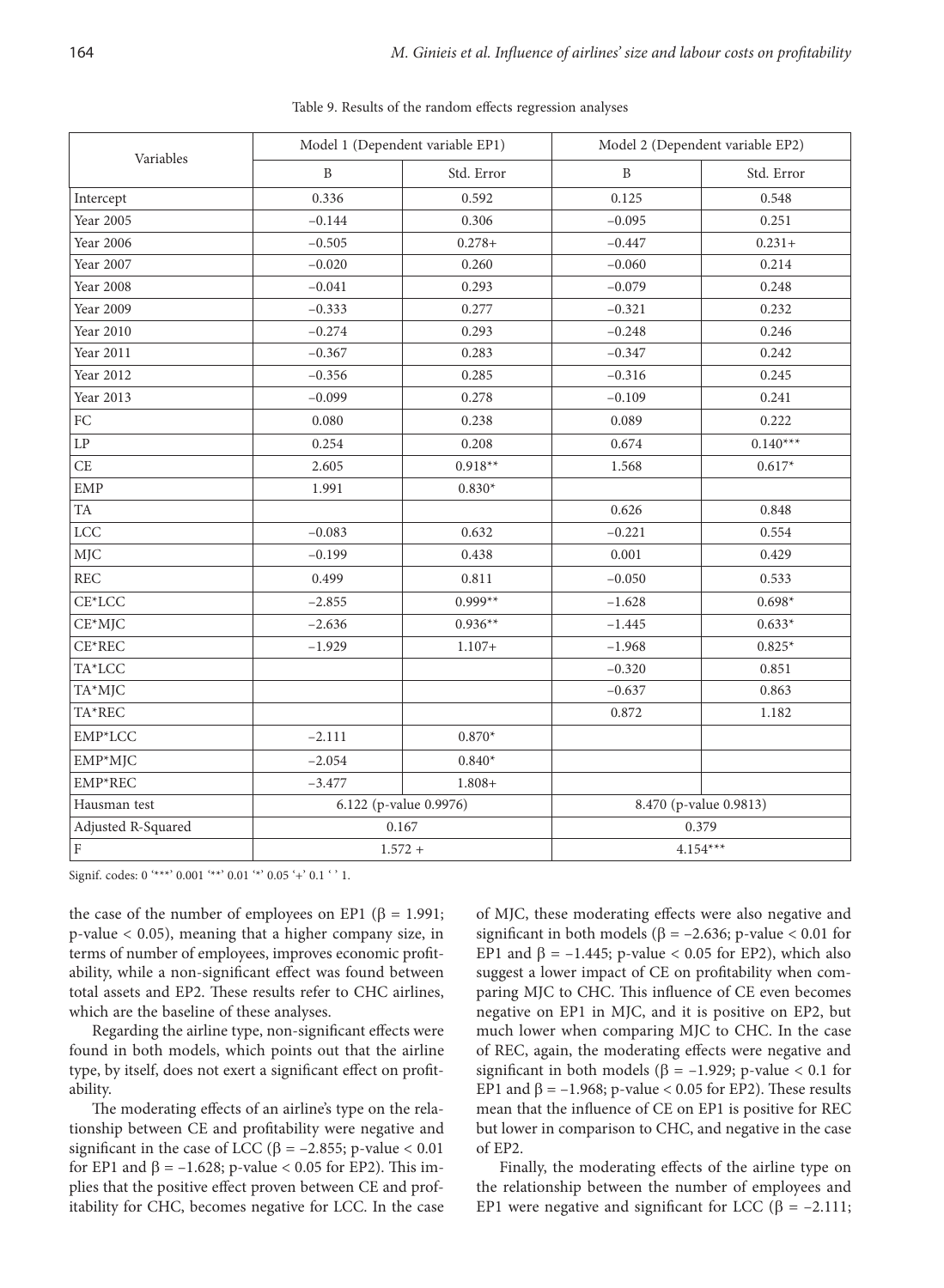Table 9. Results of the random effects regression analyses

| Variables | Model 1 (Dependent variable EP1) | | Model 2 (Dependent variable EP2) | |
|---|---|---|---|---|
| | B | Std. Error | B | Std. Error |
| Intercept | 0.336 | 0.592 | 0.125 | 0.548 |
| Year 2005 | –0.144 | 0.306 | –0.095 | 0.251 |
| Year 2006 | –0.505 | 0.278+ | –0.447 | 0.231+ |
| Year 2007 | –0.020 | 0.260 | –0.060 | 0.214 |
| Year 2008 | –0.041 | 0.293 | –0.079 | 0.248 |
| Year 2009 | –0.333 | 0.277 | –0.321 | 0.232 |
| Year 2010 | –0.274 | 0.293 | –0.248 | 0.246 |
| Year 2011 | –0.367 | 0.283 | –0.347 | 0.242 |
| Year 2012 | –0.356 | 0.285 | –0.316 | 0.245 |
| Year 2013 | –0.099 | 0.278 | –0.109 | 0.241 |
| FC | 0.080 | 0.238 | 0.089 | 0.222 |
| LP | 0.254 | 0.208 | 0.674 | 0.140*** |
| CE | 2.605 | 0.918** | 1.568 | 0.617* |
| EMP | 1.991 | 0.830* | | |
| TA | | | 0.626 | 0.848 |
| LCC | –0.083 | 0.632 | –0.221 | 0.554 |
| MJC | –0.199 | 0.438 | 0.001 | 0.429 |
| REC | 0.499 | 0.811 | –0.050 | 0.533 |
| CE*LCC | –2.855 | 0.999** | –1.628 | 0.698* |
| CE*MJC | –2.636 | 0.936** | –1.445 | 0.633* |
| CE*REC | –1.929 | 1.107+ | –1.968 | 0.825* |
| TA*LCC | | | –0.320 | 0.851 |
| TA*MJC | | | –0.637 | 0.863 |
| TA*REC | | | 0.872 | 1.182 |
| EMP*LCC | –2.111 | 0.870* | | |
| EMP*MJC | –2.054 | 0.840* | | |
| EMP*REC | –3.477 | 1.808+ | | |
| Hausman test | 6.122 (p-value 0.9976) | | 8.470 (p-value 0.9813) | |
| Adjusted R-Squared | 0.167 | | 0.379 | |
| F | 1.572 + | | 4.154*** | |

Signif. codes: 0 '***' 0.001 '**' 0.01 '*' 0.05 '+' 0.1 ' ' 1.

the case of the number of employees on EP1 ($\beta = 1.991$; p-value $< 0.05$), meaning that a higher company size, in terms of number of employees, improves economic profitability, while a non-significant effect was found between total assets and EP2. These results refer to CHC airlines, which are the baseline of these analyses.

Regarding the airline type, non-significant effects were found in both models, which points out that the airline type, by itself, does not exert a significant effect on profitability.

The moderating effects of an airline's type on the relationship between CE and profitability were negative and significant in the case of LCC ($\beta = -2.855$; p-value $< 0.01$ for EP1 and $\beta = -1.628$; p-value $< 0.05$ for EP2). This implies that the positive effect proven between CE and profitability for CHC, becomes negative for LCC. In the case of MJC, these moderating effects were also negative and significant in both models ($\beta = -2.636$; p-value $< 0.01$ for EP1 and $\beta = -1.445$; p-value $< 0.05$ for EP2), which also suggest a lower impact of CE on profitability when comparing MJC to CHC. This influence of CE even becomes negative on EP1 in MJC, and it is positive on EP2, but much lower when comparing MJC to CHC. In the case of REC, again, the moderating effects were negative and significant in both models ($\beta = -1.929$; p-value $< 0.1$ for EP1 and $\beta = -1.968$; p-value $< 0.05$ for EP2). These results mean that the influence of CE on EP1 is positive for REC but lower in comparison to CHC, and negative in the case of EP2.

Finally, the moderating effects of the airline type on the relationship between the number of employees and EP1 were negative and significant for LCC ($\beta = -2.111$;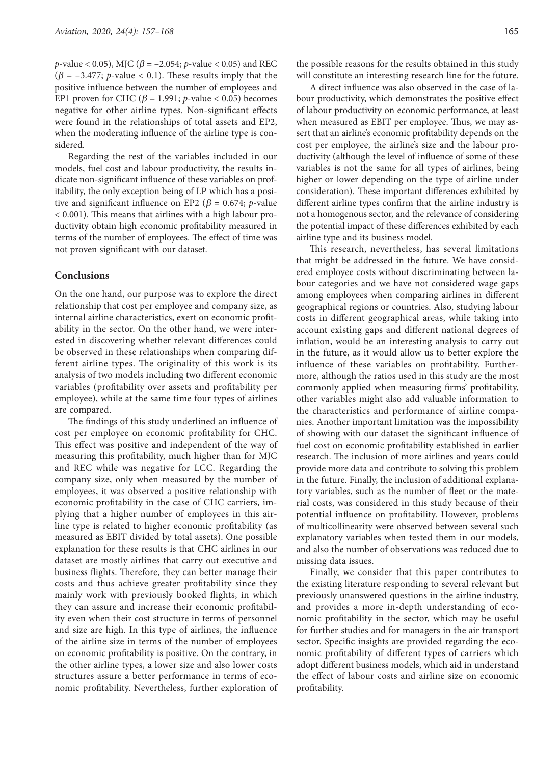$p$-value < 0.05), MJC ($\beta = -2.054$; $p$-value < 0.05) and REC ($\beta = -3.477$; $p$-value < 0.1). These results imply that the positive influence between the number of employees and EP1 proven for CHC ($\beta = 1.991$; $p$-value < 0.05) becomes negative for other airline types. Non-significant effects were found in the relationships of total assets and EP2, when the moderating influence of the airline type is considered.

Regarding the rest of the variables included in our models, fuel cost and labour productivity, the results indicate non-significant influence of these variables on profitability, the only exception being of LP which has a positive and significant influence on EP2 ($\beta = 0.674$; $p$-value < 0.001). This means that airlines with a high labour productivity obtain high economic profitability measured in terms of the number of employees. The effect of time was not proven significant with our dataset.

## Conclusions

On the one hand, our purpose was to explore the direct relationship that cost per employee and company size, as internal airline characteristics, exert on economic profitability in the sector. On the other hand, we were interested in discovering whether relevant differences could be observed in these relationships when comparing different airline types. The originality of this work is its analysis of two models including two different economic variables (profitability over assets and profitability per employee), while at the same time four types of airlines are compared.

The findings of this study underlined an influence of cost per employee on economic profitability for CHC. This effect was positive and independent of the way of measuring this profitability, much higher than for MJC and REC while was negative for LCC. Regarding the company size, only when measured by the number of employees, it was observed a positive relationship with economic profitability in the case of CHC carriers, implying that a higher number of employees in this airline type is related to higher economic profitability (as measured as EBIT divided by total assets). One possible explanation for these results is that CHC airlines in our dataset are mostly airlines that carry out executive and business flights. Therefore, they can better manage their costs and thus achieve greater profitability since they mainly work with previously booked flights, in which they can assure and increase their economic profitability even when their cost structure in terms of personnel and size are high. In this type of airlines, the influence of the airline size in terms of the number of employees on economic profitability is positive. On the contrary, in the other airline types, a lower size and also lower costs structures assure a better performance in terms of economic profitability. Nevertheless, further exploration of the possible reasons for the results obtained in this study will constitute an interesting research line for the future.

A direct influence was also observed in the case of labour productivity, which demonstrates the positive effect of labour productivity on economic performance, at least when measured as EBIT per employee. Thus, we may assert that an airline's economic profitability depends on the cost per employee, the airline's size and the labour productivity (although the level of influence of some of these variables is not the same for all types of airlines, being higher or lower depending on the type of airline under consideration). These important differences exhibited by different airline types confirm that the airline industry is not a homogenous sector, and the relevance of considering the potential impact of these differences exhibited by each airline type and its business model.

This research, nevertheless, has several limitations that might be addressed in the future. We have considered employee costs without discriminating between labour categories and we have not considered wage gaps among employees when comparing airlines in different geographical regions or countries. Also, studying labour costs in different geographical areas, while taking into account existing gaps and different national degrees of inflation, would be an interesting analysis to carry out in the future, as it would allow us to better explore the influence of these variables on profitability. Furthermore, although the ratios used in this study are the most commonly applied when measuring firms' profitability, other variables might also add valuable information to the characteristics and performance of airline companies. Another important limitation was the impossibility of showing with our dataset the significant influence of fuel cost on economic profitability established in earlier research. The inclusion of more airlines and years could provide more data and contribute to solving this problem in the future. Finally, the inclusion of additional explanatory variables, such as the number of fleet or the material costs, was considered in this study because of their potential influence on profitability. However, problems of multicollinearity were observed between several such explanatory variables when tested them in our models, and also the number of observations was reduced due to missing data issues.

Finally, we consider that this paper contributes to the existing literature responding to several relevant but previously unanswered questions in the airline industry, and provides a more in-depth understanding of economic profitability in the sector, which may be useful for further studies and for managers in the air transport sector. Specific insights are provided regarding the economic profitability of different types of carriers which adopt different business models, which aid in understand the effect of labour costs and airline size on economic profitability.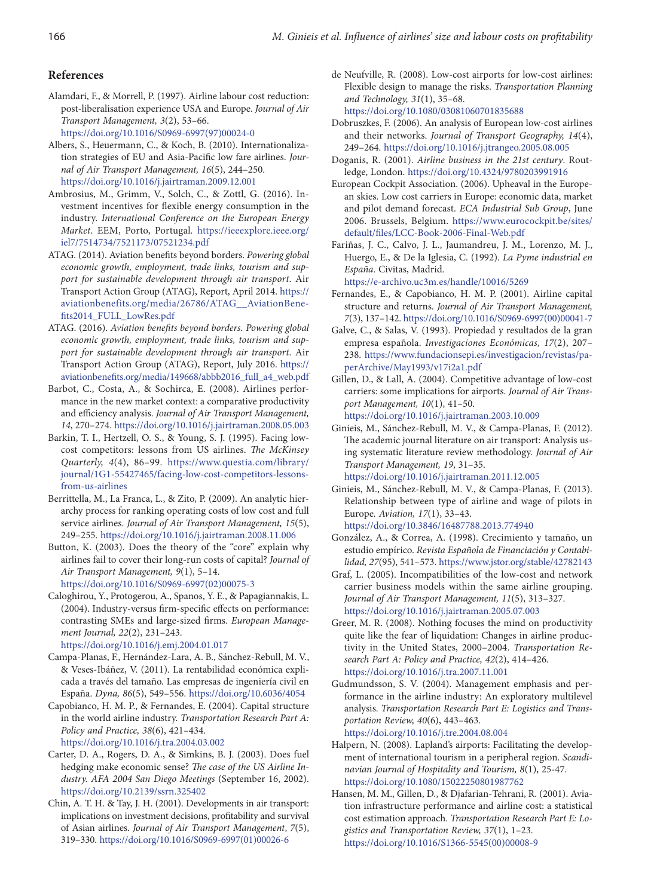## References

Alamdari, F., & Morrell, P. (1997). Airline labour cost reduction: post-liberalisation experience USA and Europe. *Journal of Air Transport Management, 3*(2), 53–66. https://doi.org/10.1016/S0969-6997(97)00024-0

Albers, S., Heuermann, C., & Koch, B. (2010). Internationalization strategies of EU and Asia-Pacific low fare airlines. *Journal of Air Transport Management, 16*(5), 244–250. https://doi.org/10.1016/j.jairtraman.2009.12.001

Ambrosius, M., Grimm, V., Solch, C., & Zottl, G. (2016). Investment incentives for flexible energy consumption in the industry. *International Conference on the European Energy Market*. EEM, Porto, Portugal. https://ieeexplore.ieee.org/iel7/7514734/7521173/07521234.pdf

ATAG. (2014). Aviation benefits beyond borders. *Powering global economic growth, employment, trade links, tourism and support for sustainable development through air transport*. Air Transport Action Group (ATAG), Report, April 2014. https://aviationbenefits.org/media/26786/ATAG__AviationBenefits2014_FULL_LowRes.pdf

ATAG. (2016). *Aviation benefits beyond borders. Powering global economic growth, employment, trade links, tourism and support for sustainable development through air transport*. Air Transport Action Group (ATAG), Report, July 2016. https://aviationbenefits.org/media/149668/abbb2016_full_a4_web.pdf

Barbot, C., Costa, A., & Sochirca, E. (2008). Airlines performance in the new market context: a comparative productivity and efficiency analysis. *Journal of Air Transport Management, 14*, 270–274. https://doi.org/10.1016/j.jairtraman.2008.05.003

Barkin, T. I., Hertzell, O. S., & Young, S. J. (1995). Facing low-cost competitors: lessons from US airlines. *The McKinsey Quarterly, 4*(4), 86–99. https://www.questia.com/library/journal/1G1-55427465/facing-low-cost-competitors-lessons-from-us-airlines

Berrittella, M., La Franca, L., & Zito, P. (2009). An analytic hierarchy process for ranking operating costs of low cost and full service airlines. *Journal of Air Transport Management, 15*(5), 249–255. https://doi.org/10.1016/j.jairtraman.2008.11.006

Button, K. (2003). Does the theory of the "core" explain why airlines fail to cover their long-run costs of capital? *Journal of Air Transport Management, 9*(1), 5–14. https://doi.org/10.1016/S0969-6997(02)00075-3

Caloghirou, Y., Protogerou, A., Spanos, Y. E., & Papagiannakis, L. (2004). Industry-versus firm-specific effects on performance: contrasting SMEs and large-sized firms. *European Management Journal, 22*(2), 231–243. https://doi.org/10.1016/j.emj.2004.01.017

Campa-Planas, F., Hernández-Lara, A. B., Sánchez-Rebull, M. V., & Veses-Ibáñez, V. (2011). La rentabilidad económica explicada a través del tamaño. Las empresas de ingeniería civil en España. *Dyna, 86*(5), 549–556. https://doi.org/10.6036/4054

Capobianco, H. M. P., & Fernandes, E. (2004). Capital structure in the world airline industry. *Transportation Research Part A: Policy and Practice, 38*(6), 421–434. https://doi.org/10.1016/j.tra.2004.03.002

Carter, D. A., Rogers, D. A., & Simkins, B. J. (2003). Does fuel hedging make economic sense? *The case of the US Airline Industry. AFA 2004 San Diego Meetings* (September 16, 2002). https://doi.org/10.2139/ssrn.325402

Chin, A. T. H. & Tay, J. H. (2001). Developments in air transport: implications on investment decisions, profitability and survival of Asian airlines. *Journal of Air Transport Management*, *7*(5), 319–330. https://doi.org/10.1016/S0969-6997(01)00026-6

de Neufville, R. (2008). Low-cost airports for low-cost airlines: Flexible design to manage the risks. *Transportation Planning and Technology, 31*(1), 35–68. https://doi.org/10.1080/03081060701835688

Dobruszkes, F. (2006). An analysis of European low-cost airlines and their networks. *Journal of Transport Geography, 14*(4), 249–264. https://doi.org/10.1016/j.jtrangeo.2005.08.005

Doganis, R. (2001). *Airline business in the 21st century*. Routledge, London. https://doi.org/10.4324/9780203991916

European Cockpit Association. (2006). Upheaval in the European skies. Low cost carriers in Europe: economic data, market and pilot demand forecast. *ECA Industrial Sub Group*, June 2006. Brussels, Belgium. https://www.eurocockpit.be/sites/default/files/LCC-Book-2006-Final-Web.pdf

Fariñas, J. C., Calvo, J. L., Jaumandreu, J. M., Lorenzo, M. J., Huergo, E., & De la Iglesia, C. (1992). *La Pyme industrial en España*. Civitas, Madrid. https://e-archivo.uc3m.es/handle/10016/5269

Fernandes, E., & Capobianco, H. M. P. (2001). Airline capital structure and returns. *Journal of Air Transport Management, 7*(3), 137–142. https://doi.org/10.1016/S0969-6997(00)00041-7

Galve, C., & Salas, V. (1993). Propiedad y resultados de la gran empresa española. *Investigaciones Económicas, 17*(2), 207–238. https://www.fundacionsepi.es/investigacion/revistas/paperArchive/May1993/v17i2a1.pdf

Gillen, D., & Lall, A. (2004). Competitive advantage of low-cost carriers: some implications for airports. *Journal of Air Transport Management, 10*(1), 41–50. https://doi.org/10.1016/j.jairtraman.2003.10.009

Ginieis, M., Sánchez-Rebull, M. V., & Campa-Planas, F. (2012). The academic journal literature on air transport: Analysis using systematic literature review methodology. *Journal of Air Transport Management, 19*, 31–35. https://doi.org/10.1016/j.jairtraman.2011.12.005

Ginieis, M., Sánchez-Rebull, M. V., & Campa-Planas, F. (2013). Relationship between type of airline and wage of pilots in Europe. *Aviation, 17*(1), 33–43. https://doi.org/10.3846/16487788.2013.774890

González, A., & Correa, A. (1998). Crecimiento y tamaño, un estudio empírico. *Revista Española de Financiación y Contabilidad, 27*(95), 541–573. https://www.jstor.org/stable/42782143

Graf, L. (2005). Incompatibilities of the low-cost and network carrier business models within the same airline grouping. *Journal of Air Transport Management, 11*(5), 313–327. https://doi.org/10.1016/j.jairtraman.2005.07.003

Greer, M. R. (2008). Nothing focuses the mind on productivity quite like the fear of liquidation: Changes in airline productivity in the United States, 2000–2004. *Transportation Research Part A: Policy and Practice, 42*(2), 414–426. https://doi.org/10.1016/j.tra.2007.11.001

Gudmundsson, S. V. (2004). Management emphasis and performance in the airline industry: An exploratory multilevel analysis. *Transportation Research Part E: Logistics and Transportation Review, 40*(6), 443–463. https://doi.org/10.1016/j.tre.2004.08.004

Halpern, N. (2008). Lapland's airports: Facilitating the development of international tourism in a peripheral region. *Scandinavian Journal of Hospitality and Tourism, 8*(1), 25-47. https://doi.org/10.1080/15022250801987762

Hansen, M. M., Gillen, D., & Djafarian-Tehrani, R. (2001). Aviation infrastructure performance and airline cost: a statistical cost estimation approach. *Transportation Research Part E: Logistics and Transportation Review, 37*(1), 1–23. https://doi.org/10.1016/S1366-5545(00)00008-9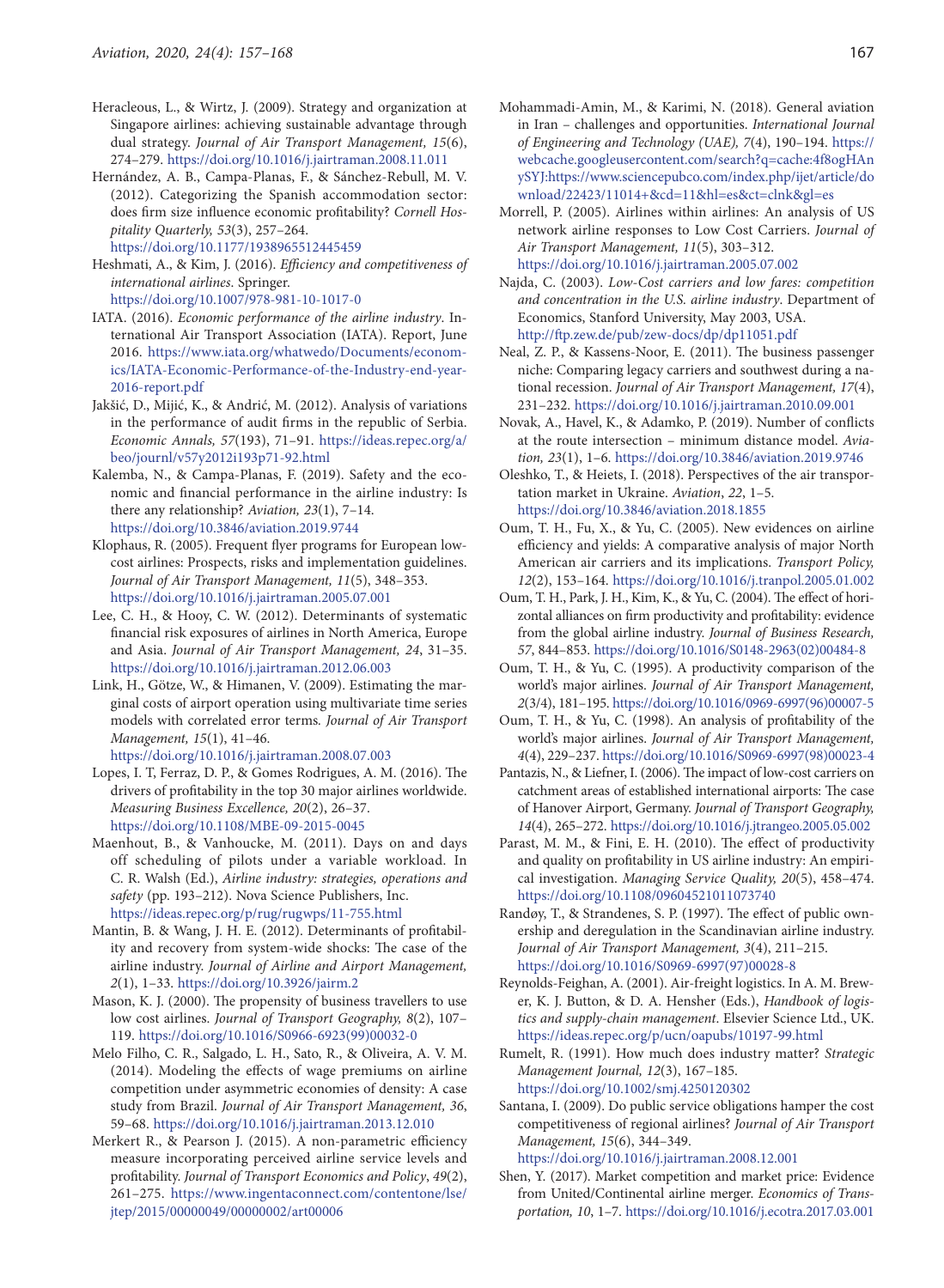Heracleous, L., & Wirtz, J. (2009). Strategy and organization at Singapore airlines: achieving sustainable advantage through dual strategy. *Journal of Air Transport Management, 15*(6), 274–279. https://doi.org/10.1016/j.jairtraman.2008.11.011

Hernández, A. B., Campa-Planas, F., & Sánchez-Rebull, M. V. (2012). Categorizing the Spanish accommodation sector: does firm size influence economic profitability? *Cornell Hospitality Quarterly, 53*(3), 257–264. https://doi.org/10.1177/1938965512445459

Heshmati, A., & Kim, J. (2016). *Efficiency and competitiveness of international airlines*. Springer. https://doi.org/10.1007/978-981-10-1017-0

IATA. (2016). *Economic performance of the airline industry*. International Air Transport Association (IATA). Report, June 2016. https://www.iata.org/whatwedo/Documents/economics/IATA-Economic-Performance-of-the-Industry-end-year-2016-report.pdf

Jakšić, D., Mijić, K., & Andrić, M. (2012). Analysis of variations in the performance of audit firms in the republic of Serbia. *Economic Annals, 57*(193), 71–91. https://ideas.repec.org/a/beo/journl/v57y2012i193p71-92.html

Kalemba, N., & Campa-Planas, F. (2019). Safety and the economic and financial performance in the airline industry: Is there any relationship? *Aviation, 23*(1), 7–14. https://doi.org/10.3846/aviation.2019.9744

Klophaus, R. (2005). Frequent flyer programs for European low-cost airlines: Prospects, risks and implementation guidelines. *Journal of Air Transport Management, 11*(5), 348–353. https://doi.org/10.1016/j.jairtraman.2005.07.001

Lee, C. H., & Hooy, C. W. (2012). Determinants of systematic financial risk exposures of airlines in North America, Europe and Asia. *Journal of Air Transport Management, 24*, 31–35. https://doi.org/10.1016/j.jairtraman.2012.06.003

Link, H., Götze, W., & Himanen, V. (2009). Estimating the marginal costs of airport operation using multivariate time series models with correlated error terms. *Journal of Air Transport Management, 15*(1), 41–46. https://doi.org/10.1016/j.jairtraman.2008.07.003

Lopes, I. T, Ferraz, D. P., & Gomes Rodrigues, A. M. (2016). The drivers of profitability in the top 30 major airlines worldwide. *Measuring Business Excellence, 20*(2), 26–37. https://doi.org/10.1108/MBE-09-2015-0045

Maenhout, B., & Vanhoucke, M. (2011). Days on and days off scheduling of pilots under a variable workload. In C. R. Walsh (Ed.), *Airline industry: strategies, operations and safety* (pp. 193–212). Nova Science Publishers, Inc. https://ideas.repec.org/p/rug/rugwps/11-755.html

Mantin, B. & Wang, J. H. E. (2012). Determinants of profitability and recovery from system-wide shocks: The case of the airline industry. *Journal of Airline and Airport Management, 2*(1), 1–33. https://doi.org/10.3926/jairm.2

Mason, K. J. (2000). The propensity of business travellers to use low cost airlines. *Journal of Transport Geography, 8*(2), 107–119. https://doi.org/10.1016/S0966-6923(99)00032-0

Melo Filho, C. R., Salgado, L. H., Sato, R., & Oliveira, A. V. M. (2014). Modeling the effects of wage premiums on airline competition under asymmetric economies of density: A case study from Brazil. *Journal of Air Transport Management, 36*, 59–68. https://doi.org/10.1016/j.jairtraman.2013.12.010

Merkert R., & Pearson J. (2015). A non-parametric efficiency measure incorporating perceived airline service levels and profitability. *Journal of Transport Economics and Policy*, *49*(2), 261–275. https://www.ingentaconnect.com/contentone/lse/jtep/2015/00000049/00000002/art00006

Mohammadi-Amin, M., & Karimi, N. (2018). General aviation in Iran – challenges and opportunities. *International Journal of Engineering and Technology (UAE), 7*(4), 190–194. https://webcache.googleusercontent.com/search?q=cache:4f8ogHAnySYJ:https://www.sciencepubco.com/index.php/ijet/article/download/22423/11014+&cd=11&hl=es&ct=clnk&gl=es

Morrell, P. (2005). Airlines within airlines: An analysis of US network airline responses to Low Cost Carriers. *Journal of Air Transport Management, 11*(5), 303–312. https://doi.org/10.1016/j.jairtraman.2005.07.002

Najda, C. (2003). *Low-Cost carriers and low fares: competition and concentration in the U.S. airline industry*. Department of Economics, Stanford University, May 2003, USA. http://ftp.zew.de/pub/zew-docs/dp/dp11051.pdf

Neal, Z. P., & Kassens-Noor, E. (2011). The business passenger niche: Comparing legacy carriers and southwest during a national recession. *Journal of Air Transport Management, 17*(4), 231–232. https://doi.org/10.1016/j.jairtraman.2010.09.001

Novak, A., Havel, K., & Adamko, P. (2019). Number of conflicts at the route intersection – minimum distance model. *Aviation, 23*(1), 1–6. https://doi.org/10.3846/aviation.2019.9746

Oleshko, T., & Heiets, I. (2018). Perspectives of the air transportation market in Ukraine. *Aviation*, *22*, 1–5. https://doi.org/10.3846/aviation.2018.1855

Oum, T. H., Fu, X., & Yu, C. (2005). New evidences on airline efficiency and yields: A comparative analysis of major North American air carriers and its implications. *Transport Policy, 12*(2), 153–164. https://doi.org/10.1016/j.tranpol.2005.01.002

Oum, T. H., Park, J. H., Kim, K., & Yu, C. (2004). The effect of horizontal alliances on firm productivity and profitability: evidence from the global airline industry. *Journal of Business Research, 57*, 844–853. https://doi.org/10.1016/S0148-2963(02)00484-8

Oum, T. H., & Yu, C. (1995). A productivity comparison of the world's major airlines. *Journal of Air Transport Management, 2*(3/4), 181–195. https://doi.org/10.1016/0969-6997(96)00007-5

Oum, T. H., & Yu, C. (1998). An analysis of profitability of the world's major airlines. *Journal of Air Transport Management, 4*(4), 229–237. https://doi.org/10.1016/S0969-6997(98)00023-4

Pantazis, N., & Liefner, I. (2006). The impact of low-cost carriers on catchment areas of established international airports: The case of Hanover Airport, Germany. *Journal of Transport Geography, 14*(4), 265–272. https://doi.org/10.1016/j.jtrangeo.2005.05.002

Parast, M. M., & Fini, E. H. (2010). The effect of productivity and quality on profitability in US airline industry: An empirical investigation. *Managing Service Quality, 20*(5), 458–474. https://doi.org/10.1108/09604521011073740

Randøy, T., & Strandenes, S. P. (1997). The effect of public ownership and deregulation in the Scandinavian airline industry. *Journal of Air Transport Management, 3*(4), 211–215. https://doi.org/10.1016/S0969-6997(97)00028-8

Reynolds-Feighan, A. (2001). Air-freight logistics. In A. M. Brewer, K. J. Button, & D. A. Hensher (Eds.), *Handbook of logistics and supply-chain management*. Elsevier Science Ltd., UK. https://ideas.repec.org/p/ucn/oapubs/10197-99.html

Rumelt, R. (1991). How much does industry matter? *Strategic Management Journal, 12*(3), 167–185. https://doi.org/10.1002/smj.4250120302

Santana, I. (2009). Do public service obligations hamper the cost competitiveness of regional airlines? *Journal of Air Transport Management, 15*(6), 344–349. https://doi.org/10.1016/j.jairtraman.2008.12.001

Shen, Y. (2017). Market competition and market price: Evidence from United/Continental airline merger. *Economics of Transportation, 10*, 1–7. https://doi.org/10.1016/j.ecotra.2017.03.001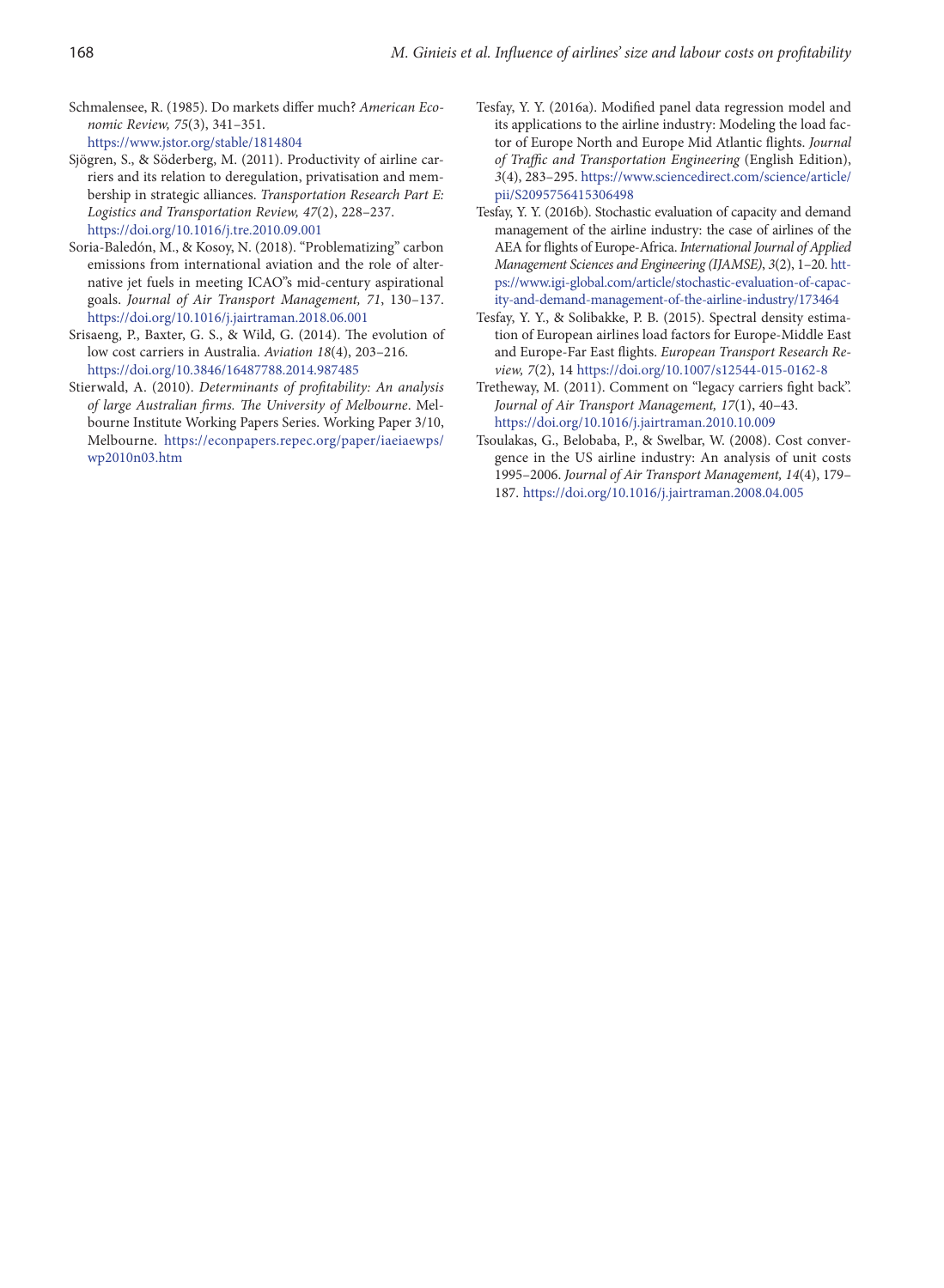Schmalensee, R. (1985). Do markets differ much? *American Economic Review, 75*(3), 341–351.
https://www.jstor.org/stable/1814804

Sjögren, S., & Söderberg, M. (2011). Productivity of airline carriers and its relation to deregulation, privatisation and membership in strategic alliances. *Transportation Research Part E: Logistics and Transportation Review, 47*(2), 228–237.
https://doi.org/10.1016/j.tre.2010.09.001

Soria-Baledón, M., & Kosoy, N. (2018). "Problematizing" carbon emissions from international aviation and the role of alternative jet fuels in meeting ICAO"s mid-century aspirational goals. *Journal of Air Transport Management, 71*, 130–137.
https://doi.org/10.1016/j.jairtraman.2018.06.001

Srisaeng, P., Baxter, G. S., & Wild, G. (2014). The evolution of low cost carriers in Australia. *Aviation 18*(4), 203–216.
https://doi.org/10.3846/16487788.2014.987485

Stierwald, A. (2010). *Determinants of profitability: An analysis of large Australian firms. The University of Melbourne*. Melbourne Institute Working Papers Series. Working Paper 3/10, Melbourne. https://econpapers.repec.org/paper/iaeiaewps/wp2010n03.htm

Tesfay, Y. Y. (2016a). Modified panel data regression model and its applications to the airline industry: Modeling the load factor of Europe North and Europe Mid Atlantic flights. *Journal of Traffic and Transportation Engineering* (English Edition), *3*(4), 283–295. https://www.sciencedirect.com/science/article/pii/S2095756415306498

Tesfay, Y. Y. (2016b). Stochastic evaluation of capacity and demand management of the airline industry: the case of airlines of the AEA for flights of Europe-Africa. *International Journal of Applied Management Sciences and Engineering (IJAMSE)*, *3*(2), 1–20. https://www.igi-global.com/article/stochastic-evaluation-of-capacity-and-demand-management-of-the-airline-industry/173464

Tesfay, Y. Y., & Solibakke, P. B. (2015). Spectral density estimation of European airlines load factors for Europe-Middle East and Europe-Far East flights. *European Transport Research Review, 7*(2), 14 https://doi.org/10.1007/s12544-015-0162-8

Tretheway, M. (2011). Comment on "legacy carriers fight back". *Journal of Air Transport Management, 17*(1), 40–43.
https://doi.org/10.1016/j.jairtraman.2010.10.009

Tsoulakas, G., Belobaba, P., & Swelbar, W. (2008). Cost convergence in the US airline industry: An analysis of unit costs 1995–2006. *Journal of Air Transport Management, 14*(4), 179–187. https://doi.org/10.1016/j.jairtraman.2008.04.005